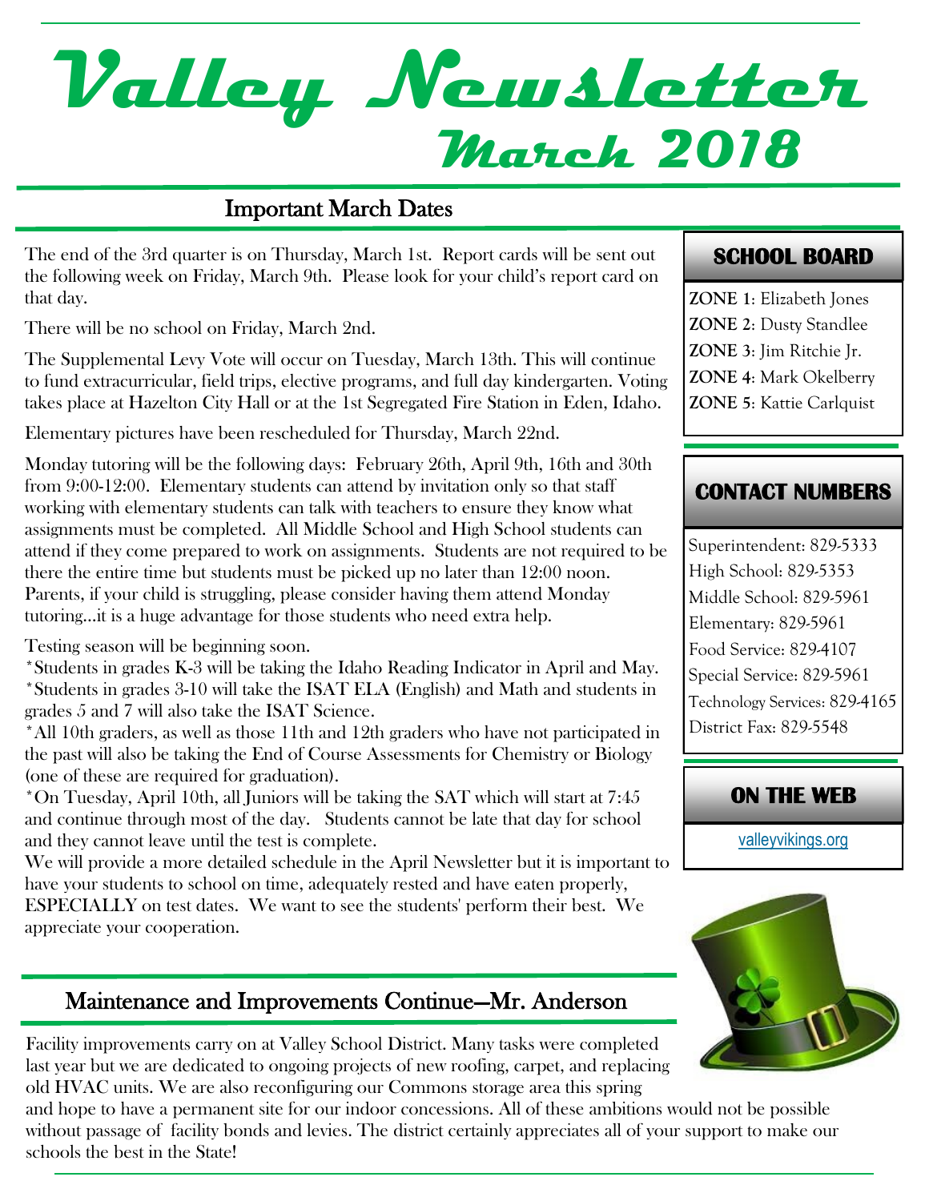# Valley Newsletter

## March 2018

## Important March Dates

The end of the 3rd quarter is on Thursday, March 1st. Report cards will be sent out the following week on Friday, March 9th. Please look for your child's report card on that day.

There will be no school on Friday, March 2nd.

The Supplemental Levy Vote will occur on Tuesday, March 13th. This will continue to fund extracurricular, field trips, elective programs, and full day kindergarten. Voting takes place at Hazelton City Hall or at the 1st Segregated Fire Station in Eden, Idaho.

Elementary pictures have been rescheduled for Thursday, March 22nd.

Monday tutoring will be the following days: February 26th, April 9th, 16th and 30th from 9:00-12:00. Elementary students can attend by invitation only so that staff working with elementary students can talk with teachers to ensure they know what assignments must be completed. All Middle School and High School students can attend if they come prepared to work on assignments. Students are not required to be there the entire time but students must be picked up no later than 12:00 noon. Parents, if your child is struggling, please consider having them attend Monday tutoring…it is a huge advantage for those students who need extra help.

Testing season will be beginning soon.

*Students in grades K-3 will be taking the Idaho Reading Indicator in April and May.
*Students in grades 3-10 will take the ISAT ELA (English) and Math and students in grades 5 and 7 will also take the ISAT Science.
*All 10th graders, as well as those 11th and 12th graders who have not participated in the past will also be taking the End of Course Assessments for Chemistry or Biology (one of these are required for graduation).
*On Tuesday, April 10th, all Juniors will be taking the SAT which will start at 7:45 and continue through most of the day. Students cannot be late that day for school and they cannot leave until the test is complete.

We will provide a more detailed schedule in the April Newsletter but it is important to have your students to school on time, adequately rested and have eaten properly, **ESPECIALLY** on test dates. We want to see the students' perform their best. We appreciate your cooperation.

## Maintenance and Improvements Continue—Mr. Anderson

Facility improvements carry on at Valley School District. Many tasks were completed last year but we are dedicated to ongoing projects of new roofing, carpet, and replacing old HVAC units. We are also reconfiguring our Commons storage area this spring and hope to have a permanent site for our indoor concessions. All of these ambitions would not be possible without passage of facility bonds and levies. The district certainly appreciates all of your support to make our schools the best in the State!

### SCHOOL BOARD

**ZONE 1**: Elizabeth Jones
**ZONE 2**: Dusty Standlee
**ZONE 3**: Jim Ritchie Jr.
**ZONE 4**: Mark Okelberry
**ZONE 5**: Kattie Carlquist

### CONTACT NUMBERS

Superintendent: 829-5333
High School: 829-5353
Middle School: 829-5961
Elementary: 829-5961
Food Service: 829-4107
Special Service: 829-5961
Technology Services: 829-4165
District Fax: 829-5548

### ON THE WEB

valleyvikings.org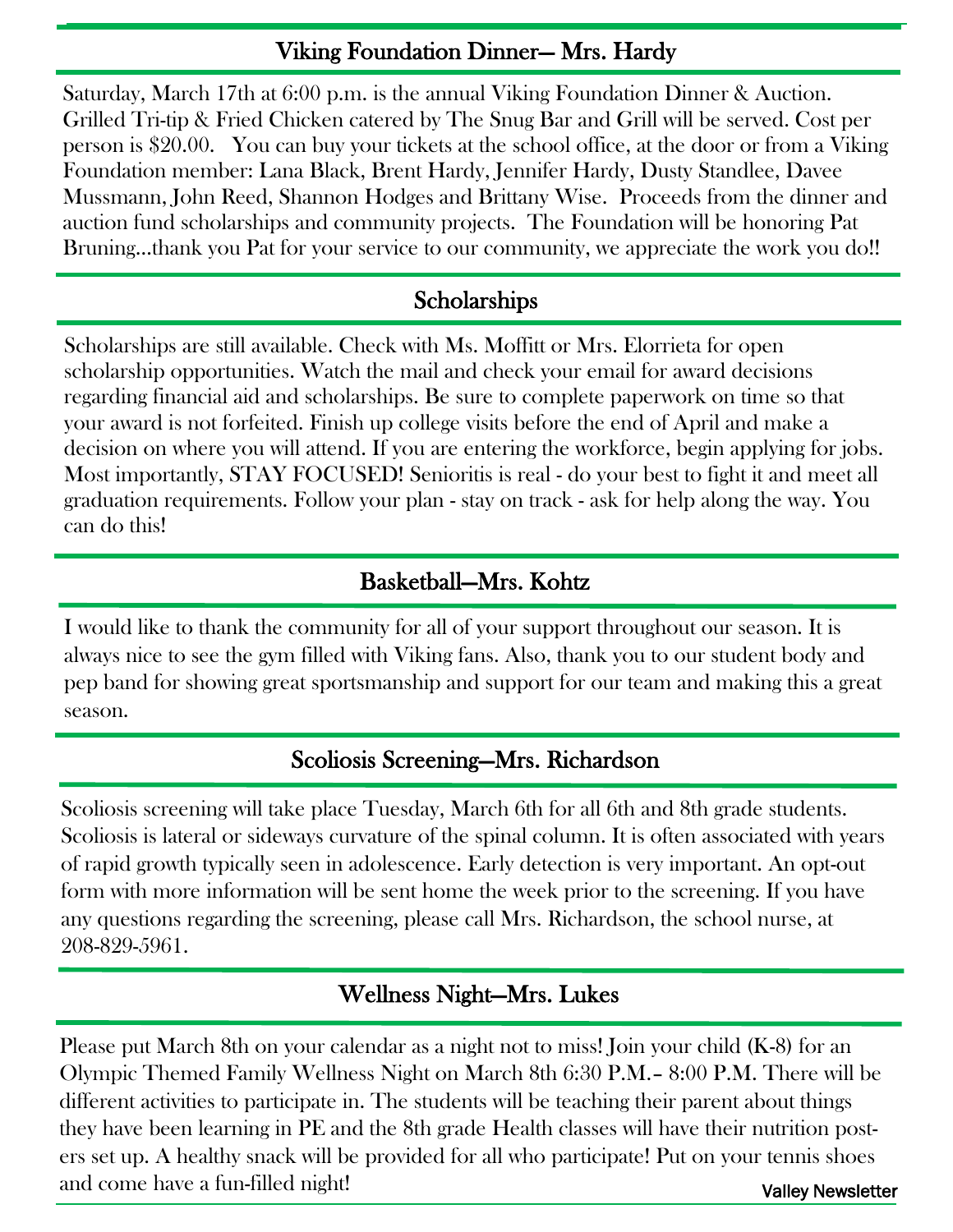## Viking Foundation Dinner— Mrs. Hardy

Saturday, March 17th at 6:00 p.m. is the annual Viking Foundation Dinner & Auction. Grilled Tri-tip & Fried Chicken catered by The Snug Bar and Grill will be served. Cost per person is $20.00. You can buy your tickets at the school office, at the door or from a Viking Foundation member: Lana Black, Brent Hardy, Jennifer Hardy, Dusty Standlee, Davee Mussmann, John Reed, Shannon Hodges and Brittany Wise. Proceeds from the dinner and auction fund scholarships and community projects. The Foundation will be honoring Pat Bruning…thank you Pat for your service to our community, we appreciate the work you do!!

## Scholarships

Scholarships are still available. Check with Ms. Moffitt or Mrs. Elorrieta for open scholarship opportunities. Watch the mail and check your email for award decisions regarding financial aid and scholarships. Be sure to complete paperwork on time so that your award is not forfeited. Finish up college visits before the end of April and make a decision on where you will attend. If you are entering the workforce, begin applying for jobs. Most importantly, STAY FOCUSED! Senioritis is real - do your best to fight it and meet all graduation requirements. Follow your plan - stay on track - ask for help along the way. You can do this!

## Basketball—Mrs. Kohtz

I would like to thank the community for all of your support throughout our season. It is always nice to see the gym filled with Viking fans. Also, thank you to our student body and pep band for showing great sportsmanship and support for our team and making this a great season.

## Scoliosis Screening—Mrs. Richardson

Scoliosis screening will take place Tuesday, March 6th for all 6th and 8th grade students. Scoliosis is lateral or sideways curvature of the spinal column. It is often associated with years of rapid growth typically seen in adolescence. Early detection is very important. An opt-out form with more information will be sent home the week prior to the screening. If you have any questions regarding the screening, please call Mrs. Richardson, the school nurse, at 208-829-5961.

## Wellness Night—Mrs. Lukes

Please put March 8th on your calendar as a night not to miss! Join your child (K-8) for an Olympic Themed Family Wellness Night on March 8th 6:30 P.M.– 8:00 P.M. There will be different activities to participate in. The students will be teaching their parent about things they have been learning in PE and the 8th grade Health classes will have their nutrition posters set up. A healthy snack will be provided for all who participate! Put on your tennis shoes and come have a fun-filled night!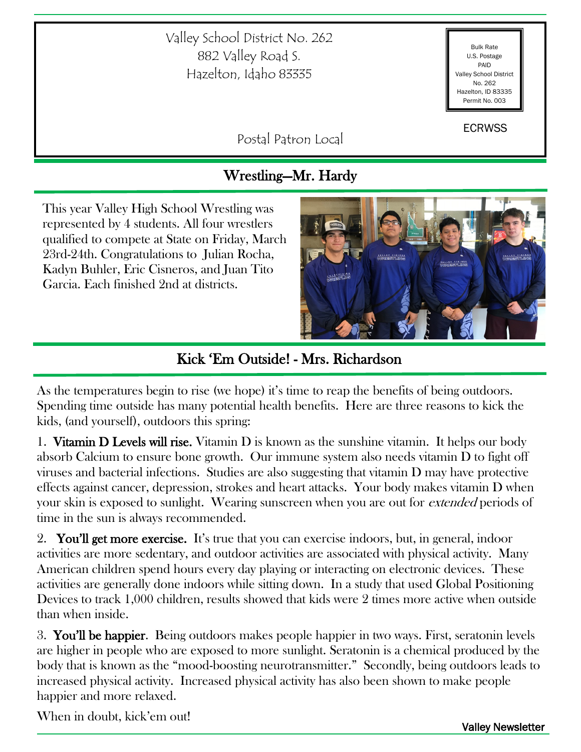Valley School District No. 262
882 Valley Road S.
Hazelton, Idaho 83335

Bulk Rate
U.S. Postage
PAID
Valley School District
No. 262
Hazelton, ID 83335
Permit No. 003

ECRWSS

Postal Patron Local

## Wrestling—Mr. Hardy

This year Valley High School Wrestling was represented by 4 students. All four wrestlers qualified to compete at State on Friday, March 23rd-24th. Congratulations to Julian Rocha, Kadyn Buhler, Eric Cisneros, and Juan Tito Garcia. Each finished 2nd at districts.

## Kick 'Em Outside! - Mrs. Richardson

As the temperatures begin to rise (we hope) it's time to reap the benefits of being outdoors. Spending time outside has many potential health benefits. Here are three reasons to kick the kids, (and yourself), outdoors this spring:

1. **Vitamin D Levels will rise.** Vitamin D is known as the sunshine vitamin. It helps our body absorb Calcium to ensure bone growth. Our immune system also needs vitamin D to fight off viruses and bacterial infections. Studies are also suggesting that vitamin D may have protective effects against cancer, depression, strokes and heart attacks. Your body makes vitamin D when your skin is exposed to sunlight. Wearing sunscreen when you are out for *extended* periods of time in the sun is always recommended.

2. **You'll get more exercise.** It's true that you can exercise indoors, but, in general, indoor activities are more sedentary, and outdoor activities are associated with physical activity. Many American children spend hours every day playing or interacting on electronic devices. These activities are generally done indoors while sitting down. In a study that used Global Positioning Devices to track 1,000 children, results showed that kids were 2 times more active when outside than when inside.

3. **You'll be happier**. Being outdoors makes people happier in two ways. First, seratonin levels are higher in people who are exposed to more sunlight. Seratonin is a chemical produced by the body that is known as the "mood-boosting neurotransmitter." Secondly, being outdoors leads to increased physical activity. Increased physical activity has also been shown to make people happier and more relaxed.

When in doubt, kick'em out!